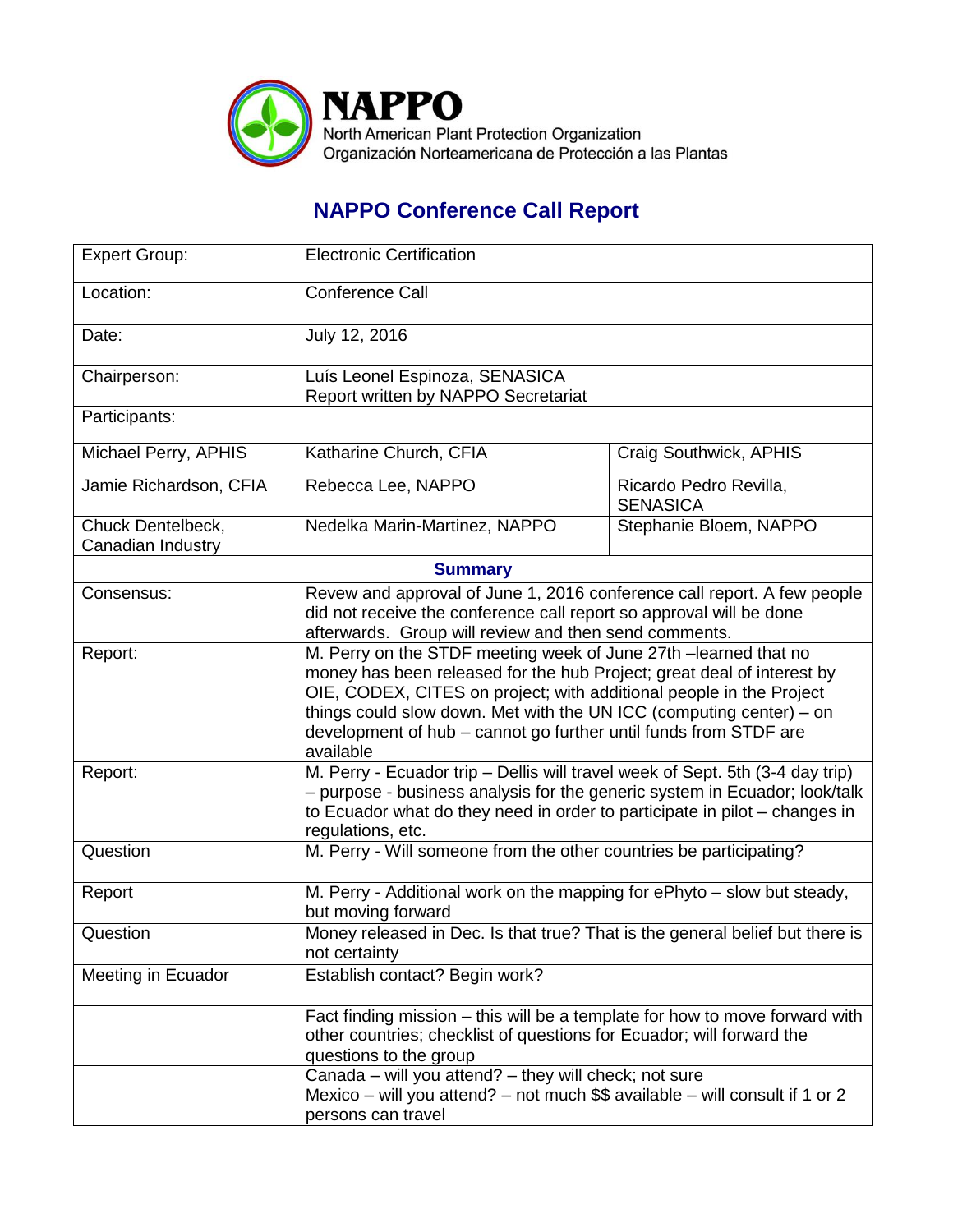**NAPPO**
North American Plant Protection Organization
Organización Norteamericana de Protección a las Plantas

# NAPPO Conference Call Report

| | | |
|---|---|---|
| Expert Group: | Electronic Certification | |
| Location: | Conference Call | |
| Date: | July 12, 2016 | |
| Chairperson: | Luís Leonel Espinoza, SENASICA<br>Report written by NAPPO Secretariat | |
| Participants: | | |
| Michael Perry, APHIS | Katharine Church, CFIA | Craig Southwick, APHIS |
| Jamie Richardson, CFIA | Rebecca Lee, NAPPO | Ricardo Pedro Revilla, SENASICA |
| Chuck Dentelbeck, Canadian Industry | Nedelka Marin-Martinez, NAPPO | Stephanie Bloem, NAPPO |
| **Summary** | | |
| Consensus: | Revew and approval of June 1, 2016 conference call report. A few people did not receive the conference call report so approval will be done afterwards. Group will review and then send comments. | |
| Report: | M. Perry on the STDF meeting week of June 27th –learned that no money has been released for the hub Project; great deal of interest by OIE, CODEX, CITES on project; with additional people in the Project things could slow down. Met with the UN ICC (computing center) – on development of hub – cannot go further until funds from STDF are available | |
| Report: | M. Perry - Ecuador trip – Dellis will travel week of Sept. 5th (3-4 day trip) – purpose - business analysis for the generic system in Ecuador; look/talk to Ecuador what do they need in order to participate in pilot – changes in regulations, etc. | |
| Question | M. Perry - Will someone from the other countries be participating? | |
| Report | M. Perry - Additional work on the mapping for ePhyto – slow but steady, but moving forward | |
| Question | Money released in Dec. Is that true? That is the general belief but there is not certainty | |
| Meeting in Ecuador | Establish contact? Begin work? | |
| | Fact finding mission – this will be a template for how to move forward with other countries; checklist of questions for Ecuador; will forward the questions to the group | |
| | Canada – will you attend? – they will check; not sure<br>Mexico – will you attend? – not much $$ available – will consult if 1 or 2 persons can travel | |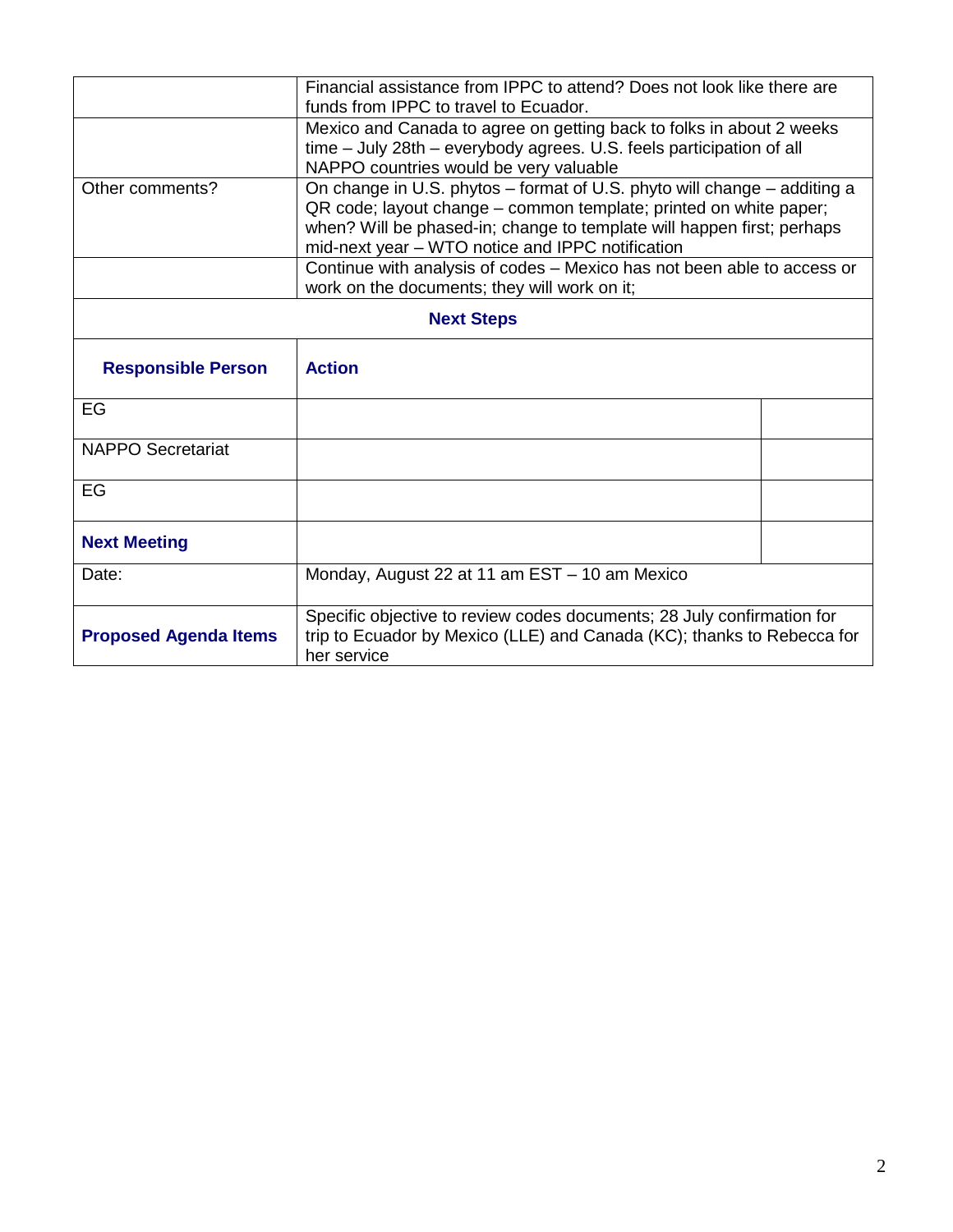| | | |
|---|---|---|
| | Financial assistance from IPPC to attend? Does not look like there are funds from IPPC to travel to Ecuador. | |
| | Mexico and Canada to agree on getting back to folks in about 2 weeks time – July 28th – everybody agrees. U.S. feels participation of all NAPPO countries would be very valuable | |
| Other comments? | On change in U.S. phytos – format of U.S. phyto will change – additing a QR code; layout change – common template; printed on white paper; when? Will be phased-in; change to template will happen first; perhaps mid-next year – WTO notice and IPPC notification | |
| | Continue with analysis of codes – Mexico has not been able to access or work on the documents; they will work on it; | |
| **Next Steps** | | |
| **Responsible Person** | **Action** | |
| EG | | |
| NAPPO Secretariat | | |
| EG | | |
| **Next Meeting** | | |
| Date: | Monday, August 22 at 11 am EST – 10 am Mexico | |
| **Proposed Agenda Items** | Specific objective to review codes documents; 28 July confirmation for trip to Ecuador by Mexico (LLE) and Canada (KC); thanks to Rebecca for her service | |